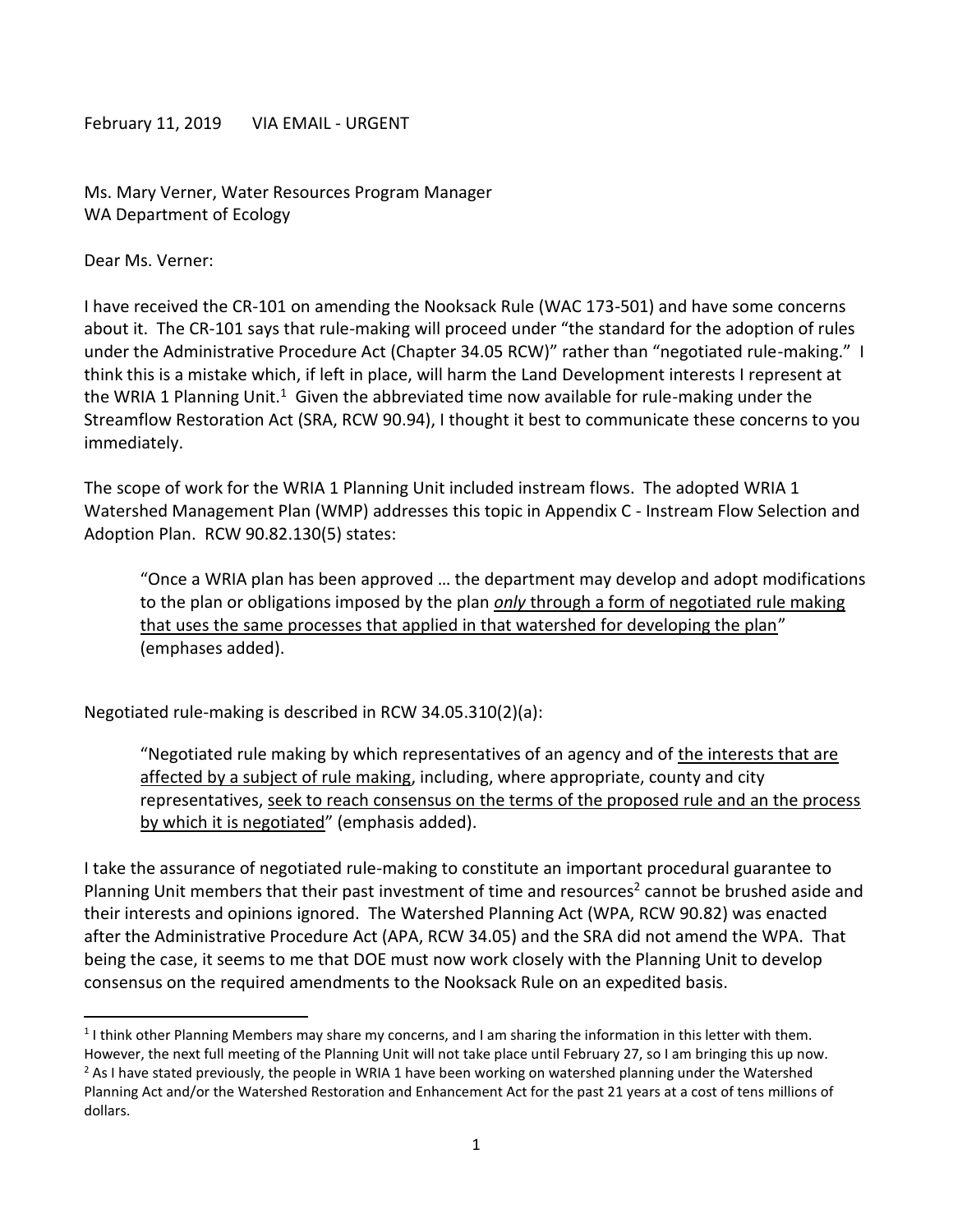February 11, 2019 VIA EMAIL - URGENT

Ms. Mary Verner, Water Resources Program Manager
WA Department of Ecology

Dear Ms. Verner:

I have received the CR-101 on amending the Nooksack Rule (WAC 173-501) and have some concerns about it. The CR-101 says that rule-making will proceed under "the standard for the adoption of rules under the Administrative Procedure Act (Chapter 34.05 RCW)" rather than "negotiated rule-making." I think this is a mistake which, if left in place, will harm the Land Development interests I represent at the WRIA 1 Planning Unit.[1] Given the abbreviated time now available for rule-making under the Streamflow Restoration Act (SRA, RCW 90.94), I thought it best to communicate these concerns to you immediately.

The scope of work for the WRIA 1 Planning Unit included instream flows. The adopted WRIA 1 Watershed Management Plan (WMP) addresses this topic in Appendix C - Instream Flow Selection and Adoption Plan. RCW 90.82.130(5) states:

> "Once a WRIA plan has been approved … the department may develop and adopt modifications to the plan or obligations imposed by the plan <u>***only*** through a form of negotiated rule making that uses the same processes that applied in that watershed for developing the plan</u>" (emphases added).

Negotiated rule-making is described in RCW 34.05.310(2)(a):

> "Negotiated rule making by which representatives of an agency and of <u>the interests that are affected by a subject of rule making</u>, including, where appropriate, county and city representatives, <u>seek to reach consensus on the terms of the proposed rule and an the process by which it is negotiated</u>" (emphasis added).

I take the assurance of negotiated rule-making to constitute an important procedural guarantee to Planning Unit members that their past investment of time and resources[2] cannot be brushed aside and their interests and opinions ignored. The Watershed Planning Act (WPA, RCW 90.82) was enacted after the Administrative Procedure Act (APA, RCW 34.05) and the SRA did not amend the WPA. That being the case, it seems to me that DOE must now work closely with the Planning Unit to develop consensus on the required amendments to the Nooksack Rule on an expedited basis.

---

[1] I think other Planning Members may share my concerns, and I am sharing the information in this letter with them. However, the next full meeting of the Planning Unit will not take place until February 27, so I am bringing this up now.

[2] As I have stated previously, the people in WRIA 1 have been working on watershed planning under the Watershed Planning Act and/or the Watershed Restoration and Enhancement Act for the past 21 years at a cost of tens millions of dollars.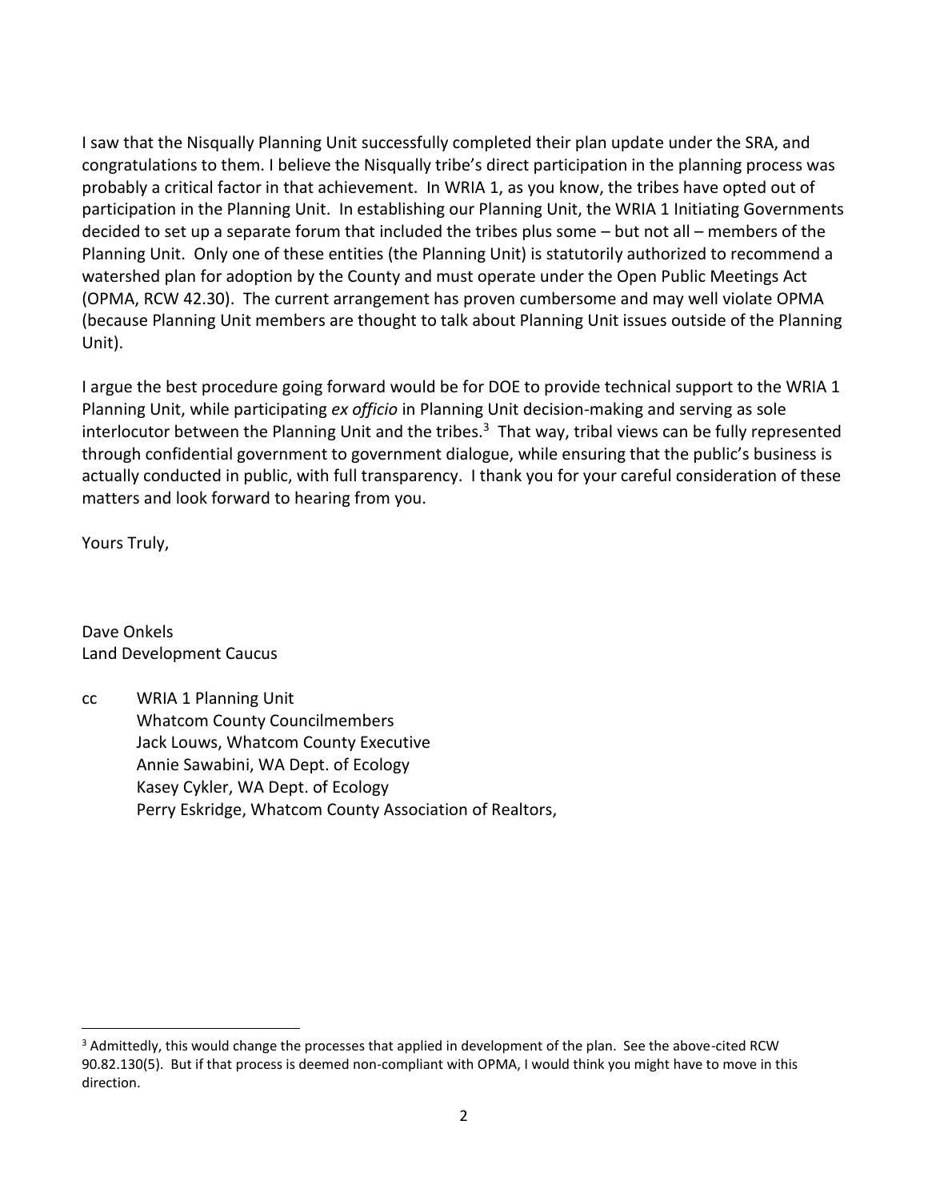I saw that the Nisqually Planning Unit successfully completed their plan update under the SRA, and congratulations to them. I believe the Nisqually tribe's direct participation in the planning process was probably a critical factor in that achievement. In WRIA 1, as you know, the tribes have opted out of participation in the Planning Unit. In establishing our Planning Unit, the WRIA 1 Initiating Governments decided to set up a separate forum that included the tribes plus some – but not all – members of the Planning Unit. Only one of these entities (the Planning Unit) is statutorily authorized to recommend a watershed plan for adoption by the County and must operate under the Open Public Meetings Act (OPMA, RCW 42.30). The current arrangement has proven cumbersome and may well violate OPMA (because Planning Unit members are thought to talk about Planning Unit issues outside of the Planning Unit).

I argue the best procedure going forward would be for DOE to provide technical support to the WRIA 1 Planning Unit, while participating *ex officio* in Planning Unit decision-making and serving as sole interlocutor between the Planning Unit and the tribes.[3] That way, tribal views can be fully represented through confidential government to government dialogue, while ensuring that the public's business is actually conducted in public, with full transparency. I thank you for your careful consideration of these matters and look forward to hearing from you.

Yours Truly,

Dave Onkels
Land Development Caucus

cc WRIA 1 Planning Unit
Whatcom County Councilmembers
Jack Louws, Whatcom County Executive
Annie Sawabini, WA Dept. of Ecology
Kasey Cykler, WA Dept. of Ecology
Perry Eskridge, Whatcom County Association of Realtors,

[3] Admittedly, this would change the processes that applied in development of the plan. See the above-cited RCW 90.82.130(5). But if that process is deemed non-compliant with OPMA, I would think you might have to move in this direction.